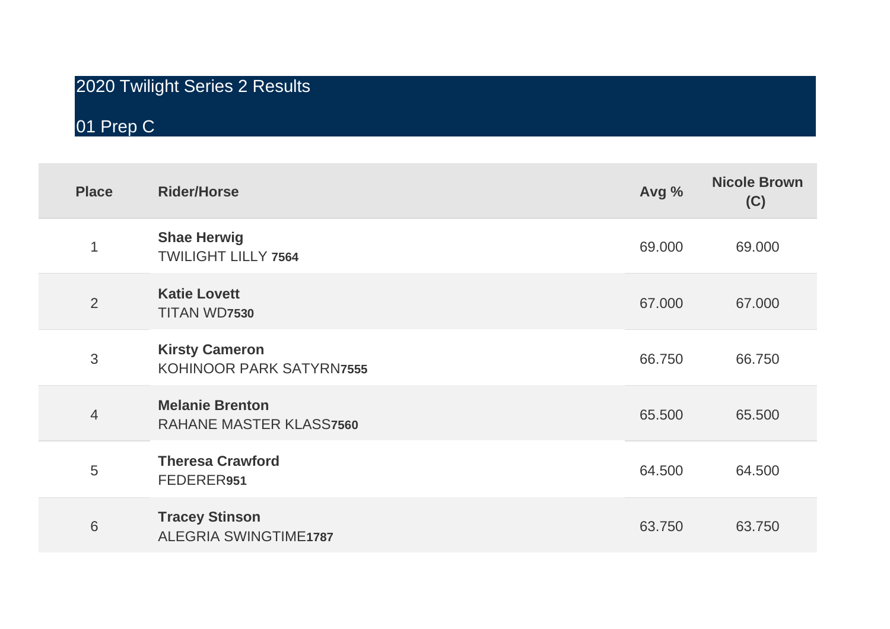# 2020 Twilight Series 2 Results

## 01 Prep C

| Place | Rider/Horse | Avg % | Nicole Brown (C) |
|---|---|---|---|
| 1 | **Shae Herwig**<br>TWILIGHT LILLY **7564** | 69.000 | 69.000 |
| 2 | **Katie Lovett**<br>TITAN WD**7530** | 67.000 | 67.000 |
| 3 | **Kirsty Cameron**<br>KOHINOOR PARK SATYRN**7555** | 66.750 | 66.750 |
| 4 | **Melanie Brenton**<br>RAHANE MASTER KLASS**7560** | 65.500 | 65.500 |
| 5 | **Theresa Crawford**<br>FEDERER**951** | 64.500 | 64.500 |
| 6 | **Tracey Stinson**<br>ALEGRIA SWINGTIME**1787** | 63.750 | 63.750 |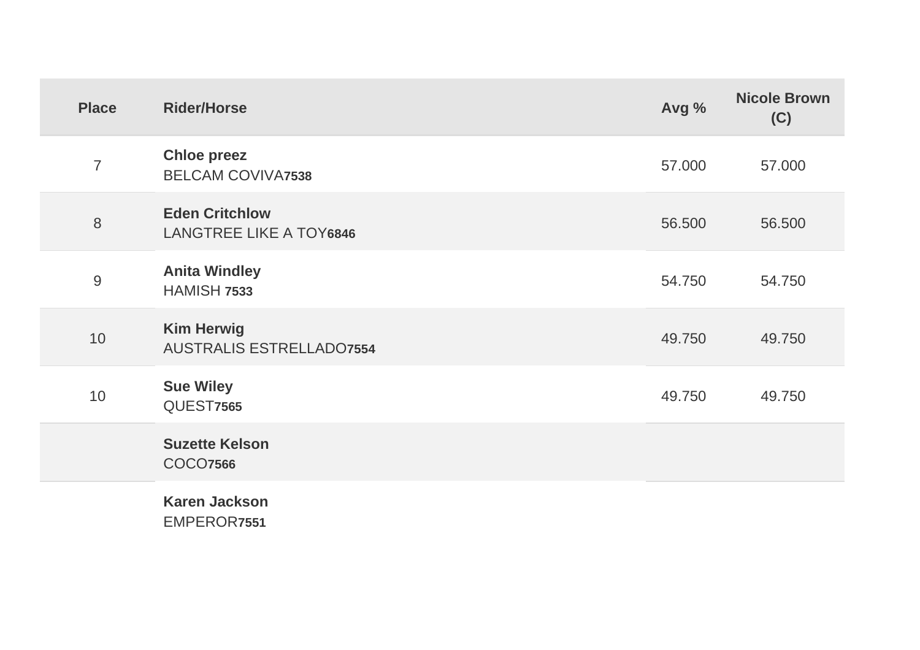| Place | Rider/Horse | Avg % | Nicole Brown (C) |
|---|---|---|---|
| 7 | **Chloe preez**<br>BELCAM COVIVA**7538** | 57.000 | 57.000 |
| 8 | **Eden Critchlow**<br>LANGTREE LIKE A TOY**6846** | 56.500 | 56.500 |
| 9 | **Anita Windley**<br>HAMISH **7533** | 54.750 | 54.750 |
| 10 | **Kim Herwig**<br>AUSTRALIS ESTRELLADO**7554** | 49.750 | 49.750 |
| 10 | **Sue Wiley**<br>QUEST**7565** | 49.750 | 49.750 |
| | **Suzette Kelson**<br>COCO**7566** | | |
| | **Karen Jackson**<br>EMPEROR**7551** | | |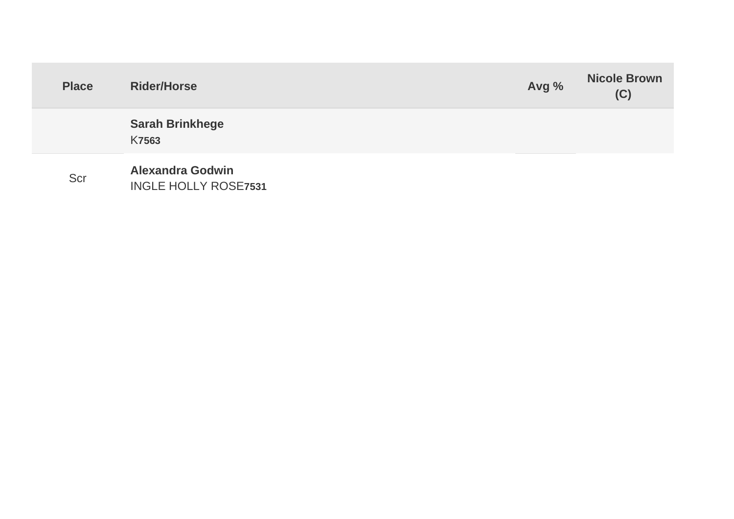| Place | Rider/Horse | Avg % | Nicole Brown (C) |
|---|---|---|---|
| | **Sarah Brinkhege**<br>K**7563** | | |
| Scr | **Alexandra Godwin**<br>INGLE HOLLY ROSE**7531** | | |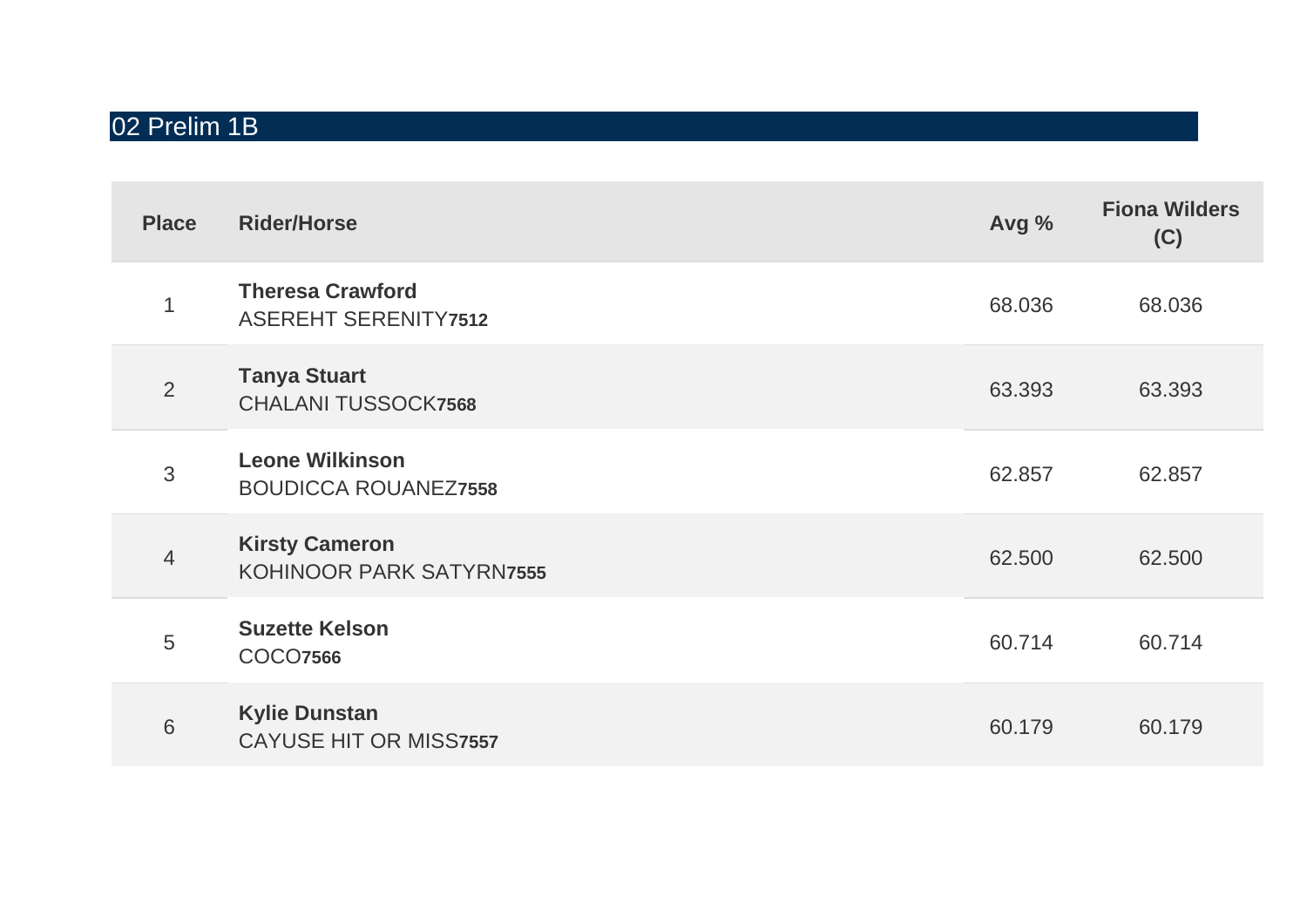## 02 Prelim 1B

| Place | Rider/Horse | Avg % | Fiona Wilders (C) |
|---|---|---|---|
| 1 | **Theresa Crawford** ASEREHT SERENITY**7512** | 68.036 | 68.036 |
| 2 | **Tanya Stuart** CHALANI TUSSOCK**7568** | 63.393 | 63.393 |
| 3 | **Leone Wilkinson** BOUDICCA ROUANEZ**7558** | 62.857 | 62.857 |
| 4 | **Kirsty Cameron** KOHINOOR PARK SATYRN**7555** | 62.500 | 62.500 |
| 5 | **Suzette Kelson** COCO**7566** | 60.714 | 60.714 |
| 6 | **Kylie Dunstan** CAYUSE HIT OR MISS**7557** | 60.179 | 60.179 |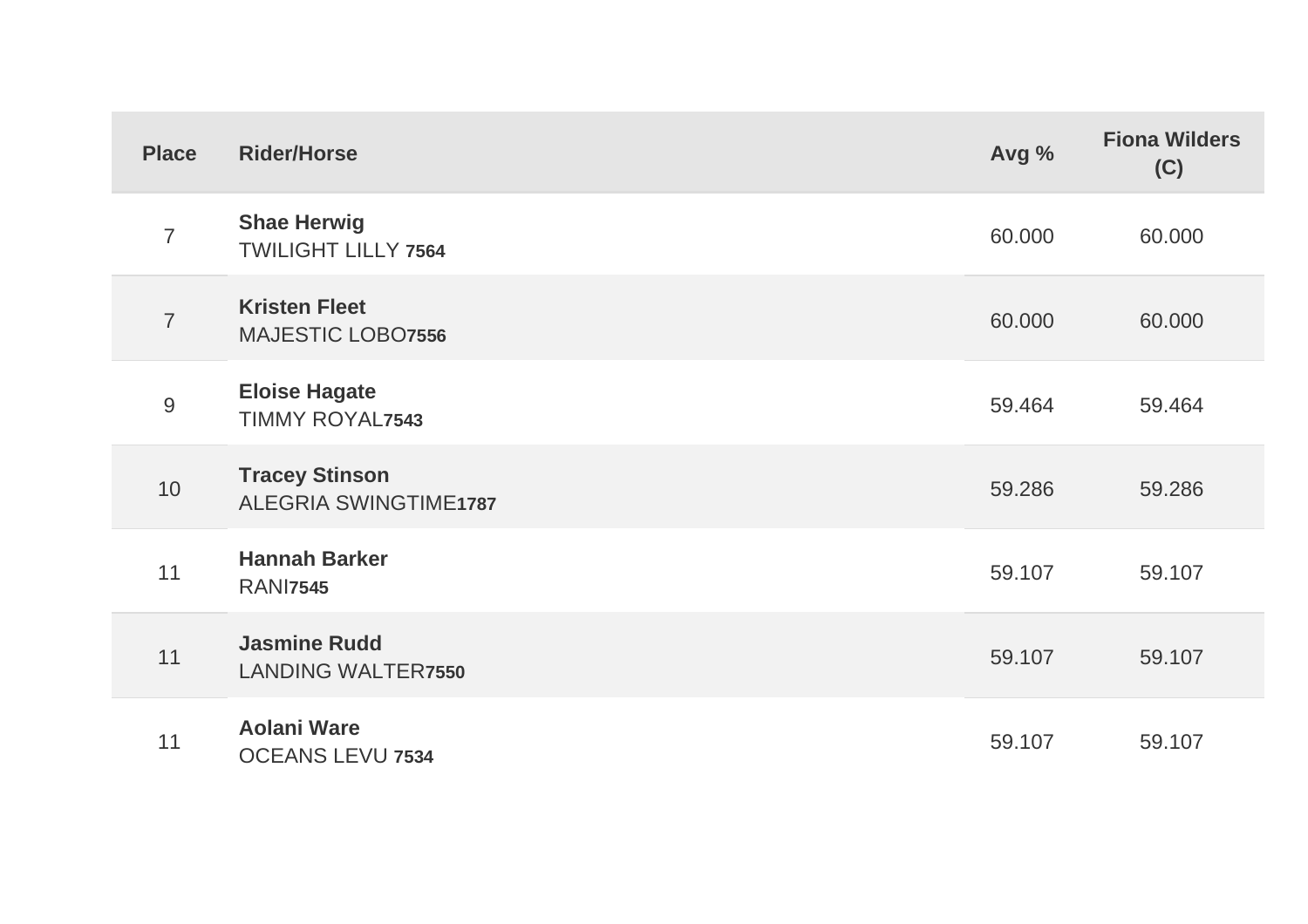| Place | Rider/Horse | Avg % | Fiona Wilders (C) |
|---|---|---|---|
| 7 | **Shae Herwig**<br>TWILIGHT LILLY **7564** | 60.000 | 60.000 |
| 7 | **Kristen Fleet**<br>MAJESTIC LOBO**7556** | 60.000 | 60.000 |
| 9 | **Eloise Hagate**<br>TIMMY ROYAL**7543** | 59.464 | 59.464 |
| 10 | **Tracey Stinson**<br>ALEGRIA SWINGTIME**1787** | 59.286 | 59.286 |
| 11 | **Hannah Barker**<br>RANI**7545** | 59.107 | 59.107 |
| 11 | **Jasmine Rudd**<br>LANDING WALTER**7550** | 59.107 | 59.107 |
| 11 | **Aolani Ware**<br>OCEANS LEVU **7534** | 59.107 | 59.107 |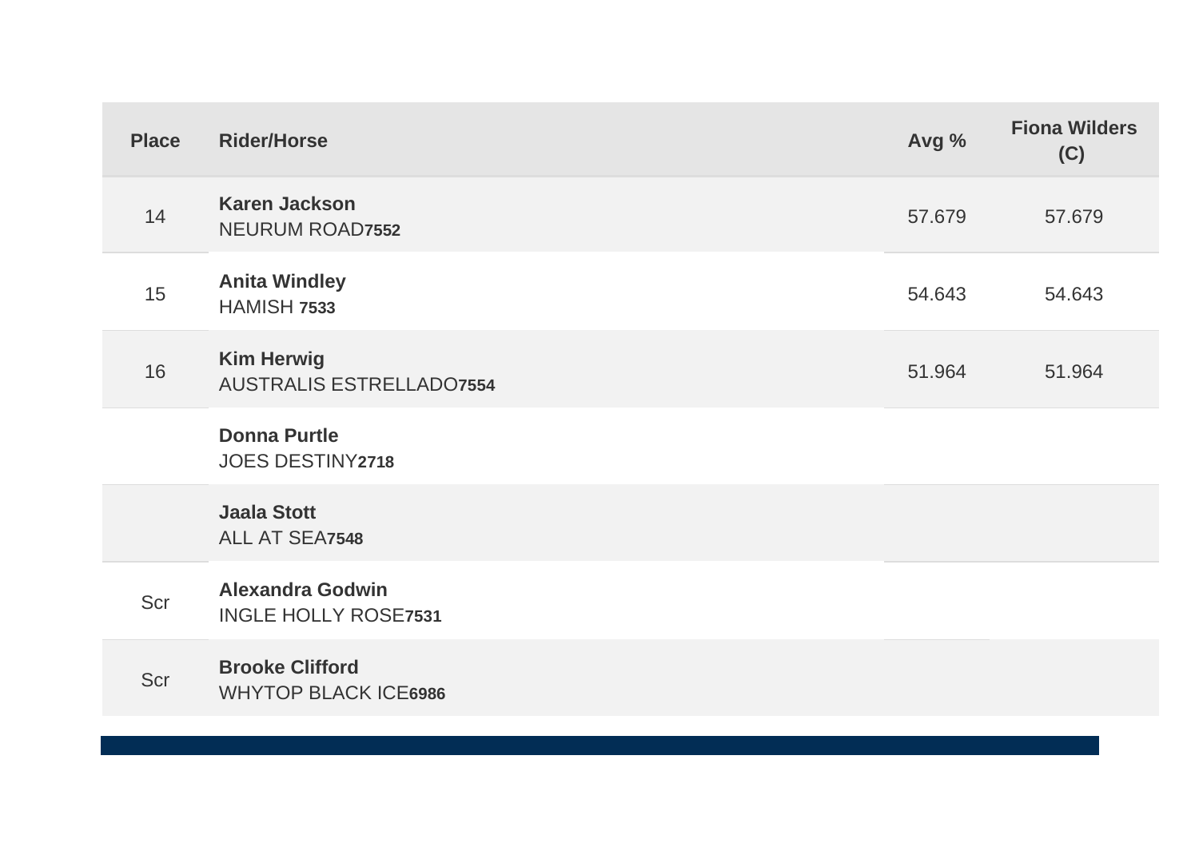| Place | Rider/Horse | Avg % | Fiona Wilders (C) |
|---|---|---|---|
| 14 | **Karen Jackson**<br>NEURUM ROAD**7552** | 57.679 | 57.679 |
| 15 | **Anita Windley**<br>HAMISH **7533** | 54.643 | 54.643 |
| 16 | **Kim Herwig**<br>AUSTRALIS ESTRELLADO**7554** | 51.964 | 51.964 |
| | **Donna Purtle**<br>JOES DESTINY**2718** | | |
| | **Jaala Stott**<br>ALL AT SEA**7548** | | |
| Scr | **Alexandra Godwin**<br>INGLE HOLLY ROSE**7531** | | |
| Scr | **Brooke Clifford**<br>WHYTOP BLACK ICE**6986** | | |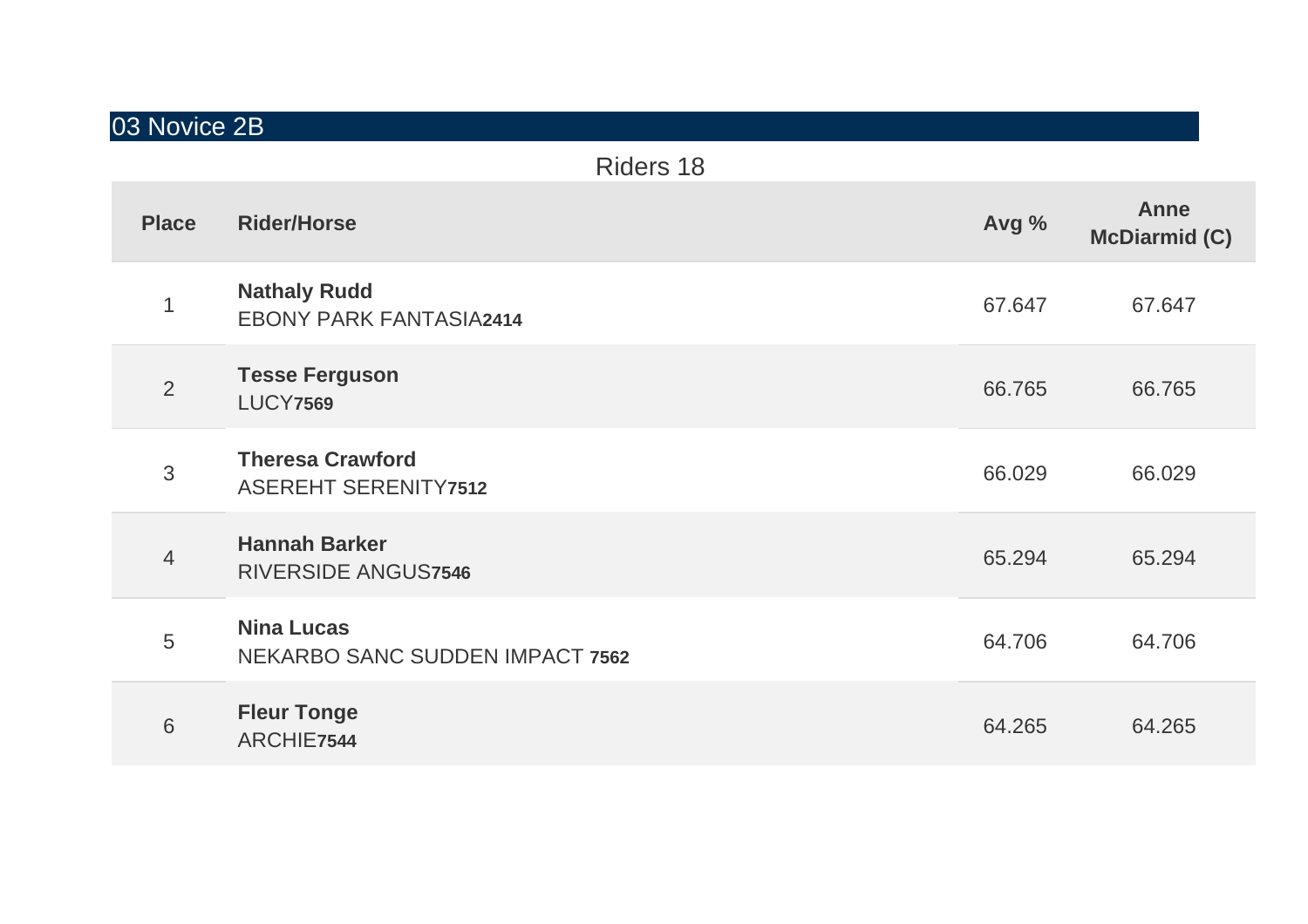## 03 Novice 2B

Riders 18

| Place | Rider/Horse | Avg % | Anne McDiarmid (C) |
|---|---|---|---|
| 1 | **Nathaly Rudd**<br>EBONY PARK FANTASIA**2414** | 67.647 | 67.647 |
| 2 | **Tesse Ferguson**<br>LUCY**7569** | 66.765 | 66.765 |
| 3 | **Theresa Crawford**<br>ASEREHT SERENITY**7512** | 66.029 | 66.029 |
| 4 | **Hannah Barker**<br>RIVERSIDE ANGUS**7546** | 65.294 | 65.294 |
| 5 | **Nina Lucas**<br>NEKARBO SANC SUDDEN IMPACT **7562** | 64.706 | 64.706 |
| 6 | **Fleur Tonge**<br>ARCHIE**7544** | 64.265 | 64.265 |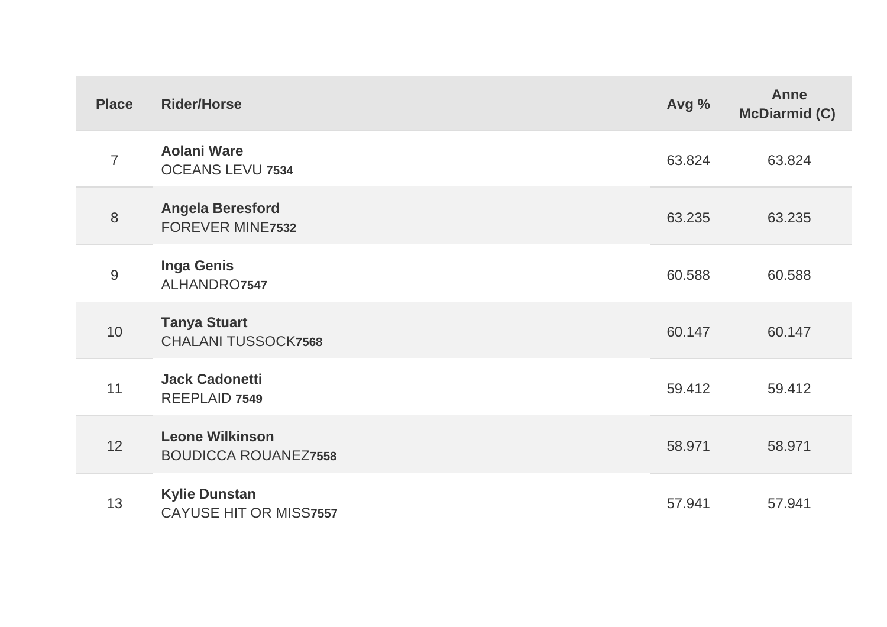| Place | Rider/Horse | Avg % | Anne McDiarmid (C) |
| --- | --- | --- | --- |
| 7 | **Aolani Ware**<br>OCEANS LEVU **7534** | 63.824 | 63.824 |
| 8 | **Angela Beresford**<br>FOREVER MINE**7532** | 63.235 | 63.235 |
| 9 | **Inga Genis**<br>ALHANDRO**7547** | 60.588 | 60.588 |
| 10 | **Tanya Stuart**<br>CHALANI TUSSOCK**7568** | 60.147 | 60.147 |
| 11 | **Jack Cadonetti**<br>REEPLAID **7549** | 59.412 | 59.412 |
| 12 | **Leone Wilkinson**<br>BOUDICCA ROUANEZ**7558** | 58.971 | 58.971 |
| 13 | **Kylie Dunstan**<br>CAYUSE HIT OR MISS**7557** | 57.941 | 57.941 |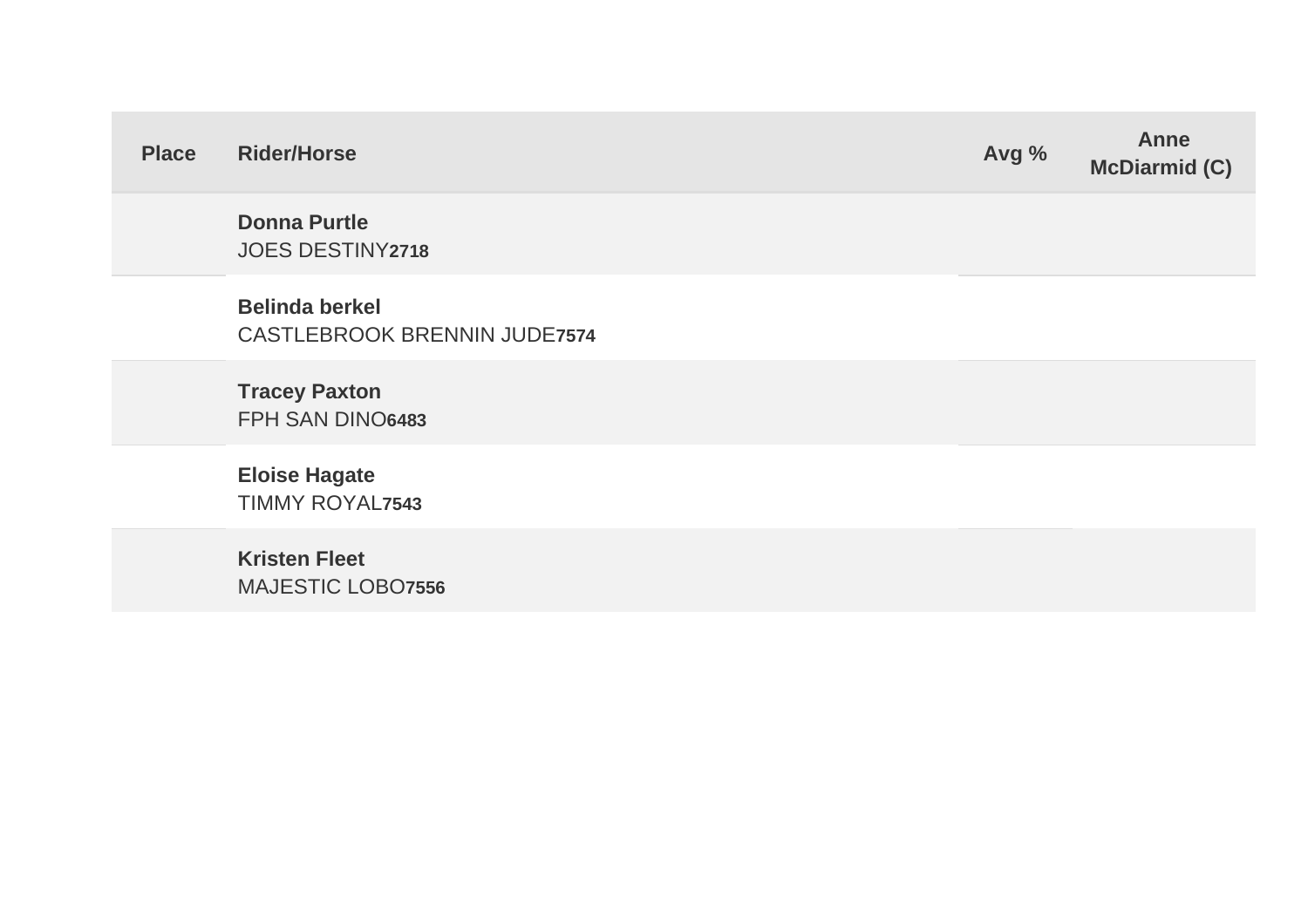| Place | Rider/Horse | Avg % | Anne McDiarmid (C) |
| --- | --- | --- | --- |
| | **Donna Purtle** JOES DESTINY**2718** | | |
| | **Belinda berkel** CASTLEBROOK BRENNIN JUDE**7574** | | |
| | **Tracey Paxton** FPH SAN DINO**6483** | | |
| | **Eloise Hagate** TIMMY ROYAL**7543** | | |
| | **Kristen Fleet** MAJESTIC LOBO**7556** | | |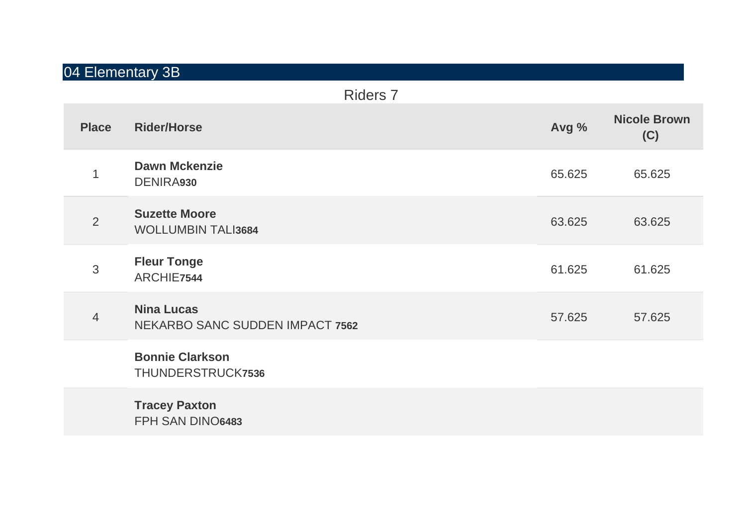## 04 Elementary 3B

Riders 7

| Place | Rider/Horse | Avg % | Nicole Brown (C) |
|---|---|---|---|
| 1 | **Dawn Mckenzie**<br>DENIRA**930** | 65.625 | 65.625 |
| 2 | **Suzette Moore**<br>WOLLUMBIN TALI**3684** | 63.625 | 63.625 |
| 3 | **Fleur Tonge**<br>ARCHIE**7544** | 61.625 | 61.625 |
| 4 | **Nina Lucas**<br>NEKARBO SANC SUDDEN IMPACT **7562** | 57.625 | 57.625 |
| | **Bonnie Clarkson**<br>THUNDERSTRUCK**7536** | | |
| | **Tracey Paxton**<br>FPH SAN DINO**6483** | | |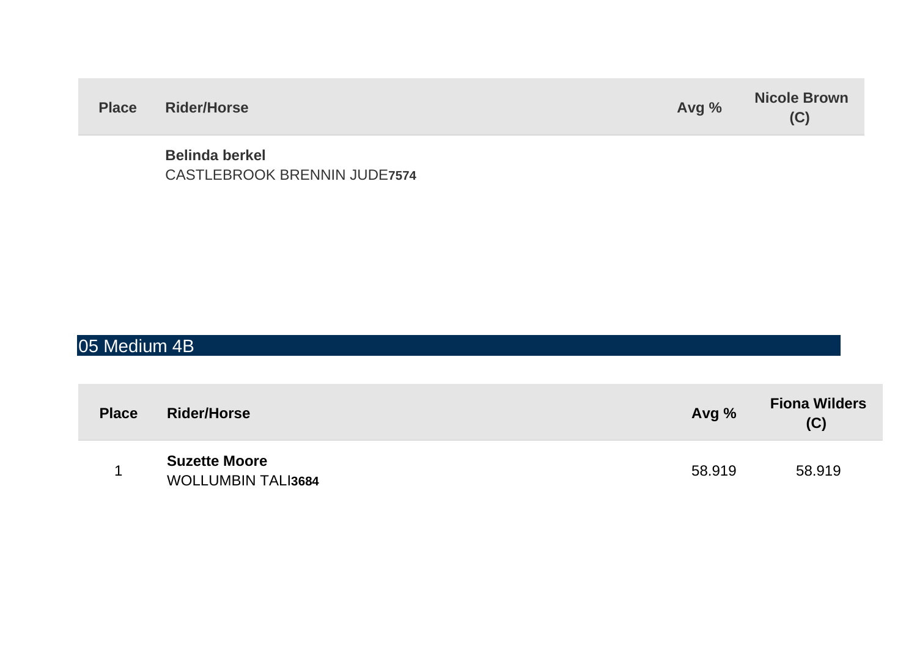| Place | Rider/Horse | Avg % | Nicole Brown (C) |
| --- | --- | --- | --- |
| | **Belinda berkel** CASTLEBROOK BRENNIN JUDE**7574** | | |

## 05 Medium 4B

| Place | Rider/Horse | Avg % | Fiona Wilders (C) |
| --- | --- | --- | --- |
| 1 | **Suzette Moore** WOLLUMBIN TALI**3684** | 58.919 | 58.919 |